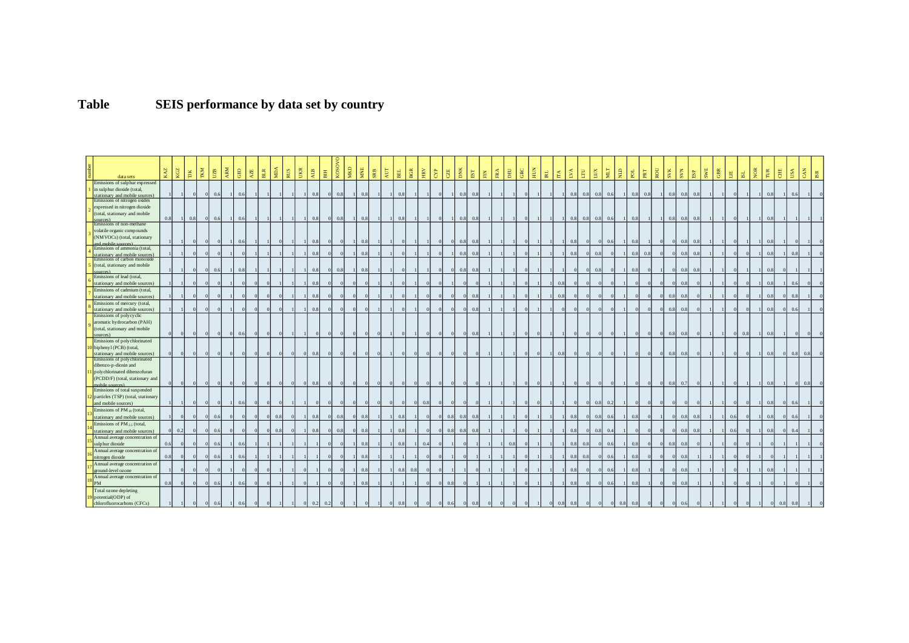# Table SEIS performance by data set by country

| number | data sets | KAZ | KGZ | TJK | TKM | UZB | ARM | GEO | AZE | BLR | MDA | RUS | UKR | ALB | BIH | KOSOVO | MKD | MNE | SRB | AUT | BEL | BGR | HRV | CYP | CZE | DNK | EST | FIN | FRA | DEU | GRC | HUN | IRL | ITA | LVA | LTU | LUX | MLT | NLD | POL | PRT | ROU | SVK | SVN | ESP | SWE | GBR | LIE | ISL | NOR | TUR | CHE | USA | CAN | ISR |
|---|---|---|---|---|---|---|---|---|---|---|---|---|---|---|---|---|---|---|---|---|---|---|---|---|---|---|---|---|---|---|---|---|---|---|---|---|---|---|---|---|---|---|---|---|---|---|---|---|---|---|---|---|---|---|---|
| 1 | Emissions of sulphur expressed in sulphur dioxide (total, stationary and mobile sources) | 1 | 1 | 0 | 0 | 0.6 | 1 | 0.6 | 1 | 1 | 1 | 1 | 1 | 0.8 | 0 | 0.8 | 1 | 0.8 | 1 | 1 | 0.8 | 1 | 1 | 0 | 1 | 0.8 | 0.8 | 1 | 1 | 1 | 0 | 1 | 1 | 1 | 0.8 | 0.8 | 0.8 | 0.6 | 1 | 0.8 | 0.8 | 1 | 0.8 | 0.8 | 0.8 | 1 | 1 | 0 | 1 | 1 | 0.8 | 1 | 0.6 | 1 | 0 |
| 2 | Emissions of nitrogen oxides expressed in nitrogen dioxide (total, stationary and mobile sources) | 0.8 | 1 | 0.8 | 0 | 0.6 | 1 | 0.6 | 1 | 1 | 1 | 1 | 1 | 0.8 | 0 | 0.8 | 1 | 0.8 | 1 | 1 | 0.8 | 1 | 1 | 0 | 1 | 0.8 | 0.8 | 1 | 1 | 1 | 0 | 1 | 1 | 1 | 0.8 | 0.8 | 0.8 | 0.6 | 1 | 0.8 | 1 | 1 | 0.8 | 0.8 | 0.8 | 1 | 1 | 0 | 1 | 1 | 0.8 | 1 | 1 | 1 | 1 |
| 3 | Emissions of non-methane volatile organic compounds (NMVOCs) (total, stationary and mobile sources) | 1 | 1 | 0 | 0 | 0 | 1 | 0.6 | 1 | 1 | 0 | 1 | 1 | 0.8 | 0 | 0 | 1 | 0.8 | 1 | 1 | 0 | 1 | 1 | 0 | 0 | 0.8 | 0.8 | 1 | 1 | 1 | 0 | 1 | 1 | 1 | 0.8 | 0 | 0 | 0.6 | 1 | 0.8 | 1 | 0 | 0 | 0.8 | 0.8 | 1 | 1 | 0 | 1 | 1 | 0.8 | 1 | 0 | 1 | 0 |
| 4 | Emissions of ammonia (total, stationary and mobile sources) | 1 | 1 | 0 | 0 | 0 | 1 | 0 | 1 | 1 | 1 | 1 | 1 | 0.8 | 0 | 0 | 1 | 0.8 | 1 | 1 | 0 | 1 | 1 | 0 | 1 | 0.8 | 0.8 | 1 | 1 | 1 | 0 | 1 | 1 | 1 | 0.8 | 0 | 0.8 | 0 | 1 | 0.8 | 0.8 | 1 | 0 | 0.8 | 0.8 | 1 | 1 | 0 | 0 | 1 | 0.8 | 1 | 0.8 | 1 | 0 |
| 5 | Emissions of carbon monoxide (total, stationary and mobile sources) | 1 | 1 | 0 | 0 | 0.6 | 1 | 0.8 | 1 | 1 | 1 | 1 | 1 | 0.8 | 0 | 0.8 | 1 | 0.8 | 1 | 1 | 0 | 1 | 1 | 0 | 0 | 0.8 | 0.8 | 1 | 1 | 1 | 0 | 1 | 1 | 1 | 0 | 0 | 0.8 | 0 | 1 | 0.8 | 0 | 1 | 0 | 0.8 | 0.8 | 1 | 1 | 0 | 1 | 1 | 0.8 | 0 | 1 | 1 | 1 |
| 6 | Emissions of lead (total, stationary and mobile sources) | 1 | 1 | 0 | 0 | 0 | 1 | 0 | 0 | 0 | 1 | 1 | 1 | 0.8 | 0 | 0 | 0 | 0 | 1 | 1 | 0 | 1 | 0 | 0 | 1 | 0 | 0 | 1 | 1 | 1 | 0 | 1 | 1 | 0.8 | 0 | 0 | 0 | 0 | 1 | 0 | 0 | 0 | 0 | 0.8 | 0 | 1 | 1 | 0 | 0 | 1 | 0.8 | 1 | 0.6 | 0 | 0 |
| 7 | Emissions of cadmium (total, stationary and mobile sources) | 1 | 1 | 0 | 0 | 0 | 1 | 0 | 0 | 0 | 0 | 1 | 1 | 0.8 | 0 | 0 | 0 | 0 | 1 | 1 | 0 | 1 | 0 | 0 | 0 | 0 | 0.8 | 1 | 1 | 1 | 0 | 1 | 1 | 0.8 | 0 | 0 | 0 | 0 | 1 | 0 | 0 | 0 | 0.8 | 0.8 | 0 | 1 | 1 | 0 | 0 | 1 | 0.8 | 0 | 0.8 | 1 | 0 |
| 8 | Emissions of mercury (total, stationary and mobile sources) | 1 | 1 | 0 | 0 | 0 | 1 | 0 | 0 | 0 | 0 | 1 | 1 | 0.8 | 0 | 0 | 0 | 0 | 1 | 1 | 0 | 1 | 0 | 0 | 0 | 0 | 0.8 | 1 | 1 | 1 | 0 | 1 | 1 | 0 | 0 | 0 | 0 | 0 | 1 | 0 | 0 | 0 | 0.8 | 0.8 | 0 | 1 | 1 | 0 | 0 | 1 | 0.8 | 0 | 0.6 | 1 | 0 |
| 9 | Emissions of polycyclic aromatic hydrocarbon (PAH) (total, stationary and mobile sources) | 0 | 0 | 0 | 0 | 0 | 0 | 0.6 | 0 | 0 | 0 | 1 | 1 | 0 | 0 | 0 | 0 | 0 | 0 | 1 | 0 | 1 | 0 | 0 | 0 | 0 | 0.8 | 1 | 1 | 1 | 0 | 0 | 1 | 1 | 0 | 0 | 0 | 0 | 1 | 0 | 0 | 0 | 0.8 | 0.8 | 0 | 1 | 1 | 0 | 0.8 | 1 | 0.8 | 1 | 0 | 0 | 0 |
| 10 | Emissions of polychlorinated biphenyl (PCB) (total, stationary and mobile sources) | 0 | 0 | 0 | 0 | 0 | 0 | 0 | 0 | 0 | 0 | 0 | 0 | 0.8 | 0 | 0 | 0 | 0 | 0 | 1 | 0 | 0 | 0 | 0 | 0 | 0 | 0 | 1 | 1 | 1 | 0 | 0 | 1 | 0.8 | 0 | 0 | 0 | 0 | 1 | 0 | 0 | 0 | 0.8 | 0.8 | 0 | 1 | 1 | 0 | 0 | 1 | 0.8 | 0 | 0.8 | 0.8 | 0 |
| 11 | Emissions of polychlorinated dibenzo-p-dioxin and polychlorinated dibenzofuran (PCDD/F) (total, stationary and mobile sources) | 0 | 0 | 0 | 0 | 0 | 0 | 0 | 0 | 0 | 0 | 0 | 0 | 0.8 | 0 | 0 | 0 | 0 | 0 | 0 | 0 | 0 | 0 | 0 | 0 | 0 | 0 | 1 | 1 | 1 | 0 | 0 | 1 | 1 | 0 | 0 | 0 | 0 | 1 | 0 | 0 | 0 | 0.8 | 0.7 | 0 | 1 | 1 | 0 | 1 | 1 | 0.8 | 1 | 0 | 0.8 | 0 |
| 12 | Emissions of total suspended particles (TSP) (total, stationary and mobile sources) | 1 | 1 | 0 | 0 | 0 | 1 | 0.6 | 0 | 0 | 0 | 1 | 1 | 0 | 0 | 0 | 0 | 0 | 0 | 0 | 0 | 0 | 0.8 | 0 | 0 | 0 | 0 | 1 | 1 | 1 | 0 | 0 | 1 | 1 | 0 | 0 | 0.8 | 0.2 | 1 | 0 | 0 | 0 | 0 | 0 | 0 | 1 | 1 | 0 | 0 | 1 | 0.8 | 0 | 0.6 | 1 | 0 |
| 13 | Emissions of $PM_{10}$ (total, stationary and mobile sources) | 1 | 0 | 0 | 0 | 0.6 | 0 | 0 | 0 | 0 | 0.8 | 0 | 1 | 0.8 | 0 | 0.8 | 0 | 0.8 | 1 | 1 | 0.8 | 1 | 0 | 0 | 0.8 | 0.8 | 0.8 | 1 | 1 | 1 | 0 | 1 | 1 | 1 | 0.8 | 0 | 0.8 | 0.6 | 1 | 0.8 | 0 | 1 | 0 | 0.8 | 0.8 | 1 | 1 | 0.6 | 0 | 1 | 0.8 | 0 | 0.6 | 1 | 0 |
| 14 | Emissions of $PM_{2.5}$ (total, stationary and mobile sources) | 0 | 0.2 | 0 | 0 | 0.6 | 0 | 0 | 0 | 0 | 0.8 | 0 | 1 | 0.8 | 0 | 0.8 | 0 | 0.8 | 1 | 1 | 0.8 | 1 | 0 | 0 | 0.8 | 0.8 | 0.8 | 1 | 1 | 1 | 0 | 1 | 1 | 1 | 0.8 | 0 | 0.8 | 0.4 | 1 | 0 | 0 | 0 | 0 | 0.8 | 0.8 | 1 | 1 | 0.6 | 0 | 1 | 0.8 | 0 | 0.4 | 1 | 0 |
| 15 | Annual average concentration of sulphur dioxide | 0.6 | 0 | 0 | 0 | 0.6 | 1 | 0.6 | 1 | 1 | 1 | 1 | 1 | 1 | 0 | 0 | 1 | 0.8 | 1 | 1 | 0.8 | 1 | 0.4 | 0 | 1 | 0 | 1 | 1 | 1 | 0.8 | 0 | 1 | 1 | 1 | 0.8 | 0.8 | 0 | 0.6 | 1 | 0.8 | 0 | 0 | 0.8 | 0.8 | 0 | 1 | 1 | 0 | 0 | 1 | 0 | 1 | 1 | 1 | 1 |
| 16 | Annual average concentration of nitrogen dioxide | 0.8 | 0 | 0 | 0 | 0.6 | 1 | 0.6 | 1 | 1 | 1 | 1 | 1 | 1 | 0 | 0 | 1 | 0.8 | 1 | 1 | 1 | 1 | 0 | 0 | 0 | 0 | 1 | 1 | 1 | 1 | 0 | 1 | 1 | 1 | 0.8 | 0.8 | 0 | 0.6 | 1 | 0.8 | 0 | 0 | 0 | 0.8 | 1 | 1 | 1 | 0 | 0 | 1 | 0 | 1 | 1 | 1 | 1 |
| 17 | Annual average concentration of ground-level ozone | 1 | 0 | 0 | 0 | 0 | 1 | 0 | 0 | 0 | 1 | 1 | 0 | 1 | 0 | 0 | 1 | 0.8 | 1 | 1 | 0.8 | 0.8 | 0 | 0 | 1 | 1 | 0 | 1 | 1 | 1 | 0 | 1 | 1 | 1 | 0.8 | 0 | 0 | 0.6 | 1 | 0.8 | 1 | 0 | 0 | 0.8 | 1 | 1 | 1 | 0 | 1 | 1 | 0.8 | 1 | 1 | 1 | 1 |
| 18 | Annual average concentration of PM | 0.8 | 0 | 0 | 0 | 0.6 | 1 | 0.6 | 0 | 0 | 1 | 1 | 0 | 1 | 0 | 0 | 1 | 0.8 | 1 | 1 | 1 | 1 | 0 | 0 | 0.8 | 0 | 1 | 1 | 1 | 1 | 0 | 1 | 1 | 1 | 0.8 | 0 | 0 | 0.6 | 1 | 0.8 | 1 | 0 | 0 | 0.8 | 1 | 1 | 1 | 0 | 0 | 1 | 0 | 1 | 0 | 1 | 0 |
| 19 | Total ozone depleting potential(ODP) of chlorofluorocarbons (CFCs) | 1 | 1 | 0 | 0 | 0.6 | 1 | 0.6 | 0 | 0 | 1 | 1 | 0 | 0.2 | 0.2 | 0 | 1 | 0 | 1 | 0 | 0.8 | 0 | 0 | 0 | 0.6 | 0 | 0.8 | 0 | 0 | 0 | 0 | 1 | 0 | 0.8 | 0.8 | 0 | 0 | 0 | 0.8 | 0.8 | 0 | 0 | 0 | 0.6 | 0 | 1 | 1 | 0 | 0 | 1 | 0 | 0.8 | 0.8 | 1 | 0 |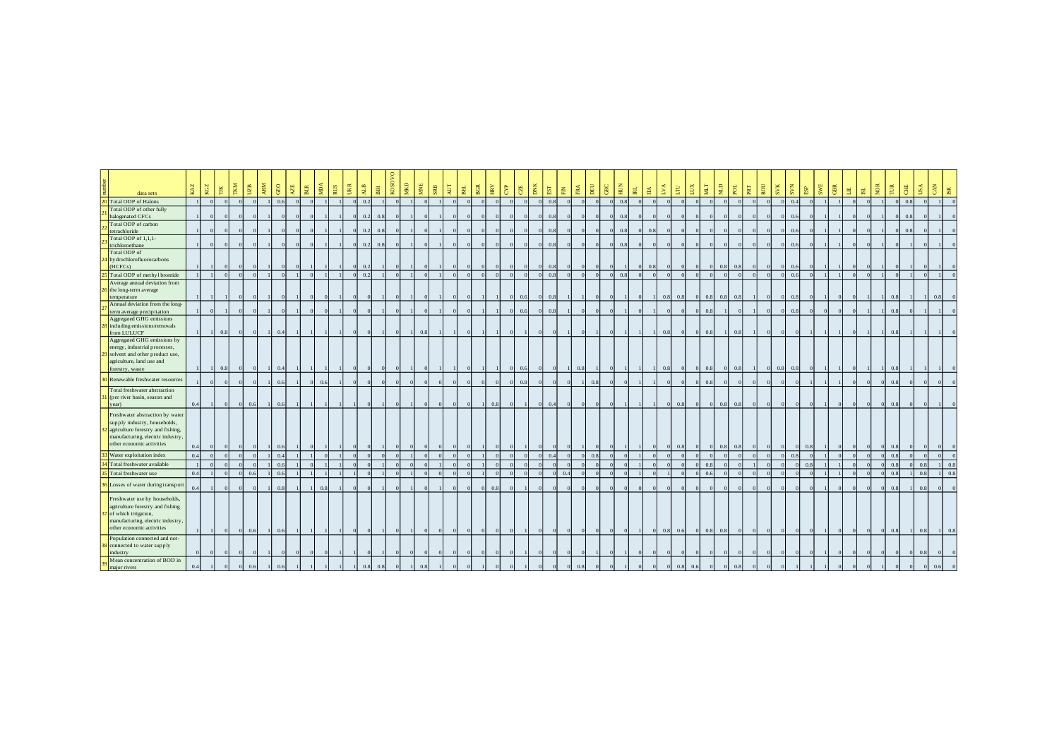| number | data sets | KAZ | KGZ | TJK | TKM | UZB | ARM | GEO | AZE | BLR | MDA | RUS | UKR | ALB | BIH | KOSOVO | MKD | MNE | SRB | AUT | BEL | BGR | HRV | CYP | CZE | DNK | EST | FIN | FRA | DEU | GRC | HUN | IRL | ITA | LVA | LTU | LUX | MLT | NLD | POL | PRT | ROU | SVK | SVN | ESP | SWE | GBR | LIE | ISL | NOR | TUR | CHE | USA | CAN | ISR |
|---|---|---|---|---|---|---|---|---|---|---|---|---|---|---|---|---|---|---|---|---|---|---|---|---|---|---|---|---|---|---|---|---|---|---|---|---|---|---|---|---|---|---|---|---|---|---|---|---|---|---|---|---|---|---|---|
| 20 | Total ODP of Halons | 1 | 0 | 0 | 0 | 0 | 1 | 0.6 | 0 | 0 | 1 | 1 | 0 | 0.2 | 1 | 0 | 1 | 0 | 1 | 0 | 0 | 0 | 0 | 0 | 0 | 0 | 0.8 | 0 | 0 | 0 | 0 | 0.8 | 0 | 0 | 0 | 0 | 0 | 0 | 0 | 0 | 0 | 0 | 0 | 0.4 | 0 | 1 | 1 | 0 | 0 | 1 | 0 | 0.8 | 0 | 1 | 0 |
| 21 | Total ODP of other fully halogenated CFCs | 1 | 0 | 0 | 0 | 0 | 1 | 0 | 0 | 0 | 1 | 1 | 0 | 0.2 | 0.8 | 0 | 1 | 0 | 1 | 0 | 0 | 0 | 0 | 0 | 0 | 0 | 0.8 | 0 | 0 | 0 | 0 | 0.8 | 0 | 0 | 0 | 0 | 0 | 0 | 0 | 0 | 0 | 0 | 0 | 0.6 | 0 | 1 | 1 | 0 | 0 | 1 | 0 | 0.8 | 0 | 1 | 0 |
| 22 | Total ODP of carbon tetrachloride | 1 | 0 | 0 | 0 | 0 | 1 | 0 | 0 | 0 | 1 | 1 | 0 | 0.2 | 0.8 | 0 | 1 | 0 | 1 | 0 | 0 | 0 | 0 | 0 | 0 | 0 | 0.8 | 0 | 0 | 0 | 0 | 0.8 | 0 | 0.8 | 0 | 0 | 0 | 0 | 0 | 0 | 0 | 0 | 0 | 0.6 | 0 | 1 | 1 | 0 | 0 | 1 | 0 | 0.8 | 0 | 1 | 0 |
| 23 | Total ODP of 1,1,1-trichloroethane | 1 | 0 | 0 | 0 | 0 | 1 | 0 | 0 | 0 | 1 | 1 | 0 | 0.2 | 0.8 | 0 | 1 | 0 | 1 | 0 | 0 | 0 | 0 | 0 | 0 | 0 | 0.8 | 0 | 0 | 0 | 0 | 0.8 | 0 | 0 | 0 | 0 | 0 | 0 | 0 | 0 | 0 | 0 | 0 | 0.6 | 0 | 1 | 1 | 0 | 0 | 1 | 0 | 1 | 0 | 1 | 0 |
| 24 | Total ODP of hydrochlorofluorocarbons (HCFCs) | 1 | 1 | 0 | 0 | 0 | 1 | 0 | 0 | 1 | 1 | 1 | 0 | 0.2 | 1 | 0 | 1 | 0 | 1 | 0 | 0 | 0 | 0 | 0 | 0 | 0 | 0.8 | 0 | 0 | 0 | 0 | 1 | 0 | 0.8 | 0 | 0 | 0 | 0 | 0.8 | 0.8 | 0 | 0 | 0 | 0.6 | 0 | 1 | 1 | 0 | 0 | 1 | 0 | 1 | 0 | 1 | 0 |
| 25 | Total ODP of methyl bromide | 1 | 1 | 0 | 0 | 0 | 1 | 0 | 1 | 0 | 1 | 1 | 0 | 0.2 | 1 | 0 | 1 | 0 | 1 | 0 | 0 | 0 | 0 | 0 | 0 | 0 | 0.8 | 0 | 0 | 0 | 0 | 0.8 | 0 | 0 | 0 | 0 | 0 | 0 | 0 | 0 | 0 | 0 | 0 | 0.6 | 0 | 1 | 1 | 0 | 0 | 1 | 0 | 1 | 0 | 1 | 0 |
| 26 | Average annual deviation from the long-term average temperature | 1 | 1 | 1 | 0 | 0 | 1 | 0 | 1 | 0 | 0 | 1 | 0 | 0 | 1 | 0 | 1 | 0 | 1 | 0 | 0 | 1 | 1 | 0 | 0.6 | 0 | 0.8 | 1 | 1 | 0 | 0 | 1 | 0 | 1 | 0.8 | 0.8 | 0 | 0.8 | 0.8 | 0.8 | 1 | 0 | 0 | 0.8 | 0 | 1 | 0 | 0 | 0 | 1 | 0.8 | 1 | 1 | 0.8 | 0 |
| 27 | Annual deviation from the long-term average precipitation | 1 | 0 | 1 | 0 | 0 | 1 | 0 | 1 | 0 | 0 | 1 | 0 | 0 | 1 | 0 | 1 | 0 | 1 | 0 | 0 | 1 | 1 | 0 | 0.6 | 0 | 0.8 | 1 | 0 | 0 | 0 | 1 | 0 | 1 | 0 | 0 | 0 | 0.8 | 1 | 0 | 1 | 0 | 0 | 0.8 | 0 | 0 | 0 | 0 | 1 | 1 | 0.8 | 0 | 1 | 1 | 0 |
| 28 | Aggregated GHG emissions including emissions/removals from LULUCF | 1 | 1 | 0.8 | 0 | 0 | 1 | 0.4 | 1 | 1 | 1 | 1 | 0 | 0 | 1 | 0 | 1 | 0.8 | 1 | 1 | 0 | 1 | 1 | 0 | 1 | 0 | 0 | 1 | 0 | 1 | 0 | 1 | 1 | 1 | 0.8 | 0 | 0 | 0.8 | 1 | 0.8 | 1 | 0 | 0 | 0 | 1 | 1 | 1 | 0 | 1 | 1 | 0.8 | 1 | 1 | 1 | 0 |
| 29 | Aggregated GHG emissions by energy, industrial processes, solvent and other product use, agriculture, land use and forestry, waste | 1 | 1 | 0.8 | 0 | 0 | 1 | 0.4 | 1 | 1 | 1 | 1 | 0 | 0 | 0 | 0 | 1 | 0 | 1 | 1 | 0 | 1 | 1 | 0 | 0.6 | 0 | 0 | 1 | 0.8 | 1 | 0 | 1 | 1 | 1 | 0.8 | 0 | 0 | 0.8 | 0 | 0.8 | 1 | 0 | 0.8 | 0.8 | 0 | 1 | 1 | 0 | 1 | 1 | 0.8 | 1 | 1 | 1 | 0 |
| 30 | Renewable freshwater resources | 1 | 0 | 0 | 0 | 0 | 1 | 0.6 | 1 | 0 | 0.6 | 1 | 0 | 0 | 0 | 0 | 0 | 0 | 0 | 0 | 0 | 0 | 0 | 0 | 0.8 | 0 | 0 | 0 | 1 | 0.8 | 0 | 0 | 1 | 1 | 0 | 0 | 0 | 0.8 | 0 | 0 | 0 | 0 | 0 | 0 | 1 | 1 | 1 | 0 | 0 | 0 | 0.8 | 0 | 0 | 0 | 0 |
| 31 | Total freshwater abstraction (per river basin, season and year) | 0.4 | 1 | 0 | 0 | 0.6 | 1 | 0.6 | 1 | 1 | 1 | 1 | 1 | 0 | 1 | 0 | 1 | 0 | 0 | 0 | 0 | 1 | 0.8 | 0 | 1 | 0 | 0.4 | 0 | 0 | 0 | 0 | 0 | 1 | 1 | 1 | 0 | 0.8 | 0 | 0 | 0.8 | 0.8 | 0 | 0 | 0 | 0 | 0 | 1 | 0 | 0 | 0 | 0.8 | 0 | 0 | 1 | 0 |
| 32 | Freshwater abstraction by water supply industry, households, agriculture forestry and fishing, manufacturing, electric industry, other economic activities | 0.4 | 0 | 0 | 0 | 0 | 1 | 0.6 | 1 | 0 | 1 | 1 | 0 | 0 | 1 | 0 | 0 | 0 | 0 | 0 | 0 | 1 | 0 | 0 | 1 | 0 | 0 | 0 | 1 | 0 | 0 | 0 | 1 | 1 | 0 | 0 | 0.8 | 0 | 0.8 | 0.8 | 0 | 0 | 0 | 0 | 0.8 | 1 | 1 | 0 | 0 | 0 | 0.8 | 0 | 0 | 0 | 0 |
| 33 | Water exploitation index | 0.4 | 0 | 0 | 0 | 0 | 1 | 0.4 | 1 | 1 | 0 | 1 | 0 | 0 | 1 | 0 | 1 | 0 | 0 | 0 | 1 | 0 | 0 | 0 | 0 | 0 | 0.4 | 0 | 0 | 0.8 | 0 | 0 | 1 | 0 | 0 | 0 | 0 | 0 | 0 | 0 | 0 | 0 | 0 | 0.8 | 0 | 1 | 1 | 0 | 0 | 0 | 0.8 | 0 | 0 | 0 | 0 |
| 34 | Total freshwater available | 1 | 0 | 0 | 0 | 0 | 1 | 0.6 | 1 | 0 | 1 | 1 | 0 | 0 | 1 | 0 | 0 | 0 | 1 | 0 | 0 | 1 | 0 | 0 | 0 | 0 | 0 | 0 | 0 | 0 | 0 | 0 | 1 | 0 | 0 | 0 | 0 | 0.8 | 0 | 0 | 1 | 0 | 0 | 0 | 0.8 | 1 | 1 | 0 | 0 | 0 | 0.8 | 0 | 0.8 | 1 | 0.8 |
| 35 | Total freshwater use | 0.4 | 1 | 0 | 0 | 0.6 | 1 | 0.6 | 1 | 1 | 1 | 1 | 1 | 0 | 1 | 0 | 1 | 0 | 0 | 0 | 0 | 1 | 0 | 0 | 0 | 0 | 0 | 0.4 | 0 | 0 | 0 | 0 | 1 | 0 | 1 | 0 | 0 | 0.6 | 0 | 0 | 0 | 0 | 0 | 0 | 0 | 1 | 1 | 0 | 0 | 0 | 0.8 | 1 | 0.8 | 1 | 0.8 |
| 36 | Losses of water during transport | 0.4 | 1 | 0 | 0 | 0 | 1 | 0.8 | 1 | 1 | 0.8 | 1 | 0 | 0 | 1 | 0 | 1 | 0 | 1 | 0 | 0 | 0 | 0.8 | 0 | 1 | 0 | 0 | 0 | 0 | 0 | 0 | 0 | 0 | 0 | 0 | 0 | 0 | 0 | 0 | 0 | 0 | 0 | 0 | 0 | 0 | 0 | 1 | 0 | 0 | 0 | 0.8 | 1 | 0.8 | 0 | 0 |
| 37 | Freshwater use by households, agriculture forestry and fishing of which irrigation, manufacturing, electric industry, other economic activities | 1 | 1 | 0 | 0 | 0.6 | 1 | 0.6 | 1 | 1 | 1 | 1 | 0 | 0 | 1 | 0 | 1 | 0 | 0 | 0 | 0 | 0 | 0 | 0 | 1 | 0 | 0 | 0 | 0 | 0 | 0 | 0 | 1 | 0 | 0.8 | 0.6 | 0 | 0.8 | 0.8 | 0 | 0 | 0 | 0 | 0 | 0 | 0 | 1 | 0 | 0 | 0 | 0.8 | 1 | 0.8 | 1 | 0.8 |
| 38 | Population connected and not-connected to water supply industry | 0 | 0 | 0 | 0 | 0 | 1 | 0 | 0 | 0 | 0 | 1 | 1 | 0 | 1 | 0 | 0 | 0 | 0 | 0 | 0 | 0 | 0 | 0 | 1 | 0 | 0 | 0 | 0 | 1 | 0 | 0 | 1 | 0 | 0 | 0 | 0 | 0 | 0 | 0 | 0 | 0 | 0 | 0 | 0 | 0 | 1 | 0 | 0 | 0 | 0 | 0 | 0.8 | 0 | 0 |
| 39 | Mean concentration of BOD in major rivers | 0.4 | 1 | 0 | 0 | 0.6 | 1 | 0.6 | 1 | 1 | 1 | 1 | 1 | 0.8 | 0.8 | 0 | 1 | 0.8 | 1 | 0 | 0 | 1 | 0 | 0 | 1 | 0 | 0 | 0 | 0.8 | 0 | 0 | 1 | 0 | 0 | 0 | 0.8 | 0.6 | 0 | 0 | 0.8 | 0 | 0 | 0 | 1 | 1 | 1 | 1 | 0 | 0 | 1 | 0 | 0 | 0 | 0.6 | 0 |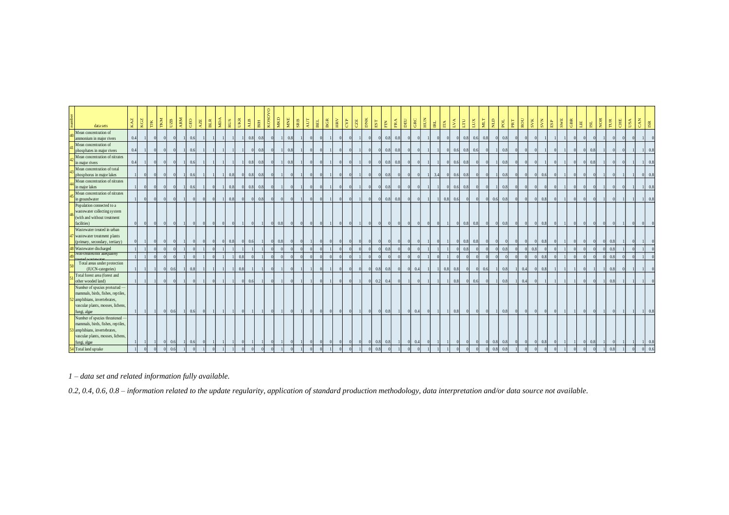| number | data sets | KAZ | KGZ | TJK | TKM | UZB | ARM | GEO | AZE | BLR | MDA | RUS | UKR | ALB | BIH | KOSOVO | MKD | MNE | SRB | AUT | BEL | BGR | HRV | CYP | CZE | DNK | EST | FIN | FRA | DEU | GRC | HUN | IRL | ITA | LVA | LTU | LUX | MLT | NLD | POL | PRT | ROU | SVK | SVN | ESP | SWE | GBR | LIE | ISL | NOR | TUR | CHE | USA | CAN | ISR |
|---|---|---|---|---|---|---|---|---|---|---|---|---|---|---|---|---|---|---|---|---|---|---|---|---|---|---|---|---|---|---|---|---|---|---|---|---|---|---|---|---|---|---|---|---|---|---|---|---|---|---|---|---|---|---|---|
| 40 | Mean concentration of ammonium in major rivers | 0.4 | 1 | 0 | 0 | 0 | 1 | 0.6 | 1 | 1 | 1 | 1 | 1 | 0.8 | 0.8 | 0 | 1 | 0.8 | 1 | 0 | 0 | 1 | 0 | 0 | 1 | 0 | 0 | 0.8 | 0.8 | 0 | 0 | 1 | 0 | 0 | 0 | 0.8 | 0.6 | 0.8 | 0 | 0.8 | 0 | 0 | 0 | 1 | 1 | 1 | 0 | 0 | 0 | 1 | 0 | 0 | 0 | 1 | 0 |
| 41 | Mean concentration of phosphates in major rivers | 0.4 | 1 | 0 | 0 | 0 | 1 | 0.6 | 1 | 1 | 1 | 1 | 1 | 0 | 0.8 | 0 | 1 | 0.8 | 1 | 0 | 0 | 1 | 0 | 0 | 1 | 0 | 0 | 0.8 | 0.8 | 0 | 0 | 1 | 1 | 0 | 0.6 | 0.8 | 0.6 | 0 | 1 | 0.8 | 0 | 0 | 0 | 1 | 0 | 1 | 0 | 0 | 0.8 | 1 | 0 | 0 | 1 | 1 | 0.8 |
| 42 | Mean concentration of nitrates in major rivers | 0.4 | 1 | 0 | 0 | 0 | 1 | 0.6 | 1 | 1 | 1 | 1 | 1 | 0.8 | 0.8 | 0 | 1 | 0.8 | 1 | 0 | 0 | 1 | 0 | 0 | 1 | 0 | 0 | 0.8 | 0.8 | 0 | 0 | 1 | 1 | 0 | 0.6 | 0.8 | 0 | 0 | 1 | 0.8 | 0 | 0 | 0 | 1 | 0 | 1 | 0 | 0 | 0.8 | 1 | 0 | 0 | 1 | 1 | 0.8 |
| 43 | Mean concentration of total phosphorus in major lakes | 1 | 0 | 0 | 0 | 0 | 1 | 0.6 | 1 | 1 | 1 | 0.8 | 0 | 0.8 | 0.8 | 0 | 1 | 0 | 1 | 0 | 0 | 1 | 0 | 0 | 1 | 0 | 0 | 0.8 | 0 | 0 | 0 | 1 | 3.4 | 0 | 0.6 | 0.8 | 0 | 0 | 1 | 0.8 | 0 | 0 | 0 | 0.6 | 0 | 1 | 0 | 0 | 0 | 1 | 0 | 1 | 1 | 0 | 0.8 |
| 44 | Mean concentration of nitrates in major lakes | 1 | 0 | 0 | 0 | 0 | 1 | 0.6 | 1 | 0 | 1 | 0.8 | 0 | 0.8 | 0.8 | 0 | 1 | 0 | 1 | 0 | 0 | 1 | 0 | 0 | 1 | 0 | 0 | 0.8 | 0 | 0 | 0 | 1 | 1 | 0 | 0.6 | 0.8 | 0 | 0 | 1 | 0.8 | 0 | 0 | 0 | 0 | 0 | 1 | 0 | 0 | 0 | 1 | 0 | 0 | 1 | 1 | 0.8 |
| 45 | Mean concentration of nitrates in groundwater | 1 | 0 | 0 | 0 | 0 | 1 | 0 | 0 | 0 | 1 | 0.8 | 0 | 0 | 0.8 | 0 | 0 | 0 | 1 | 0 | 0 | 1 | 0 | 0 | 1 | 0 | 0 | 0.8 | 0.8 | 0 | 0 | 1 | 1 | 0.8 | 0.6 | 0 | 0 | 0 | 0.6 | 0.8 | 0 | 0 | 0 | 0.8 | 0 | 1 | 0 | 0 | 0 | 1 | 0 | 1 | 1 | 1 | 0.8 |
| 46 | Population connected to a wastewater collecting system (with and without treatment facilities) | 0 | 0 | 0 | 0 | 0 | 1 | 0 | 0 | 0 | 0 | 0 | 1 | 0 | 1 | 0 | 0.8 | 0 | 0 | 0 | 0 | 1 | 0 | 0 | 1 | 0 | 0 | 0 | 0 | 0 | 0 | 0 | 0 | 1 | 0 | 0.8 | 0.8 | 0 | 0 | 0.8 | 0 | 0 | 0 | 0.8 | 0 | 1 | 0 | 0 | 0 | 0 | 0 | 1 | 0 | 0 | 0 |
| 47 | Wastewater treated in urban wastewater treatment plants (primary, secondary, tertiary) | 0 | 1 | 0 | 0 | 0 | 1 | 0 | 0 | 0 | 0 | 0.8 | 0 | 0.6 | 1 | 0 | 0.8 | 0 | 0 | 1 | 0 | 0 | 0 | 0 | 0 | 0 | 0 | 0 | 0 | 0 | 0 | 1 | 0 | 1 | 0 | 0.8 | 0.8 | 0 | 0 | 0 | 0 | 0 | 0 | 0.8 | 0 | 1 | 0 | 0 | 0 | 0 | 0.8 | 1 | 0 | 1 | 0 |
| 48 | Wastewater discharged | 1 | 1 | 0 | 0 | 0 | 1 | 0 | 1 | 0 | 1 | 1 | 1 | 1 | 1 | 0 | 0 | 0 | 0 | 0 | 0 | 1 | 0 | 0 | 0 | 0 | 0 | 0.8 | 0 | 0 | 0 | 1 | 1 | 1 | 0 | 0.8 | 0 | 0 | 0 | 0.8 | 0 | 0 | 0.8 | 0 | 0 | 1 | 0 | 0 | 0 | 0 | 0.8 | 1 | 0 | 1 | 0 |
| 49 | Non-treated/not adequately treated wastewater | 1 | 1 | 0 | 0 | 0 | 1 | 0 | 1 | 0 | 1 | 1 | 0.8 | 0 | 1 | 0 | 0 | 0 | 0 | 0 | 0 | 0 | 0 | 0 | 1 | 0 | 0 | 0 | 0 | 0 | 0 | 1 | 0 | 1 | 0 | 0 | 0 | 0 | 0 | 0 | 0 | 0 | 0 | 0.8 | 0 | 1 | 0 | 0 | 0 | 0 | 0.8 | 0 | 0 | 1 | 0 |
| 50 | Total areas under protection (IUCN-categories) | 1 | 1 | 1 | 0 | 0.6 | 1 | 0.8 | 1 | 1 | 1 | 1 | 0.8 | 1 | 1 | 0 | 1 | 0 | 1 | 1 | 0 | 1 | 0 | 0 | 0 | 0 | 0.8 | 0.8 | 0 | 0 | 0.4 | 1 | 1 | 0.8 | 0.8 | 0 | 0 | 0.6 | 1 | 0.8 | 1 | 0.4 | 0 | 0.8 | 1 | 1 | 1 | 0 | 1 | 1 | 0.8 | 0 | 1 | 1 | 0 |
| 51 | Total forest area (forest and other wooded land) | 1 | 1 | 1 | 0 | 0 | 1 | 0 | 1 | 0 | 1 | 1 | 0 | 0.6 | 1 | 0 | 1 | 0 | 1 | 1 | 0 | 1 | 0 | 0 | 1 | 0 | 0.2 | 0.4 | 0 | 1 | 0 | 1 | 1 | 1 | 0.8 | 0 | 0.6 | 0 | 1 | 0.8 | 1 | 0.4 | 0 | 1 | 1 | 1 | 1 | 0 | 0 | 1 | 0.8 | 1 | 1 | 1 | 0 |
| 52 | Number of species protected — mammals, birds, fishes, reptiles, amphibians, invertebrates, vascular plants, mosses, lichens, fungi, algae | 1 | 1 | 1 | 0 | 0.6 | 1 | 0.6 | 0 | 1 | 1 | 1 | 0 | 1 | 1 | 0 | 1 | 0 | 1 | 0 | 0 | 0 | 0 | 0 | 1 | 0 | 0 | 0.8 | 1 | 0 | 0.4 | 0 | 1 | 1 | 0.8 | 0 | 0 | 0 | 1 | 0.8 | 0 | 0 | 0 | 0 | 0 | 1 | 1 | 0 | 0 | 1 | 0 | 1 | 1 | 1 | 0.8 |
| 53 | Number of species threatened — mammals, birds, fishes, reptiles, amphibians, invertebrates, vascular plants, mosses, lichens, fungi, algae | 1 | 1 | 1 | 0 | 0.6 | 1 | 0.6 | 0 | 1 | 1 | 1 | 0 | 1 | 1 | 0 | 1 | 0 | 1 | 0 | 0 | 0 | 0 | 0 | 0 | 0 | 0.8 | 0.8 | 1 | 0 | 0.4 | 0 | 1 | 1 | 0 | 0 | 0 | 0 | 0.8 | 0.8 | 0 | 0 | 0 | 0.8 | 0 | 1 | 1 | 0 | 0.8 | 1 | 0 | 1 | 1 | 1 | 0.8 |
| 54 | Total land uptake | 1 | 0 | 0 | 0 | 0.6 | 1 | 0 | 1 | 0 | 1 | 1 | 0 | 0 | 0 | 0 | 1 | 0 | 1 | 0 | 0 | 1 | 0 | 0 | 1 | 0 | 0.8 | 0 | 1 | 0 | 0 | 1 | 1 | 1 | 0 | 0 | 0 | 0 | 0.8 | 0.8 | 1 | 0 | 0 | 0 | 0 | 1 | 0 | 0 | 0 | 1 | 0.8 | 1 | 0 | 0 | 0.6 |

*1 – data set and related information fully available.*

*0.2, 0.4, 0.6, 0.8 – information related to the update regularity, application of standard production methodology, data interpretation and/or data source not available.*